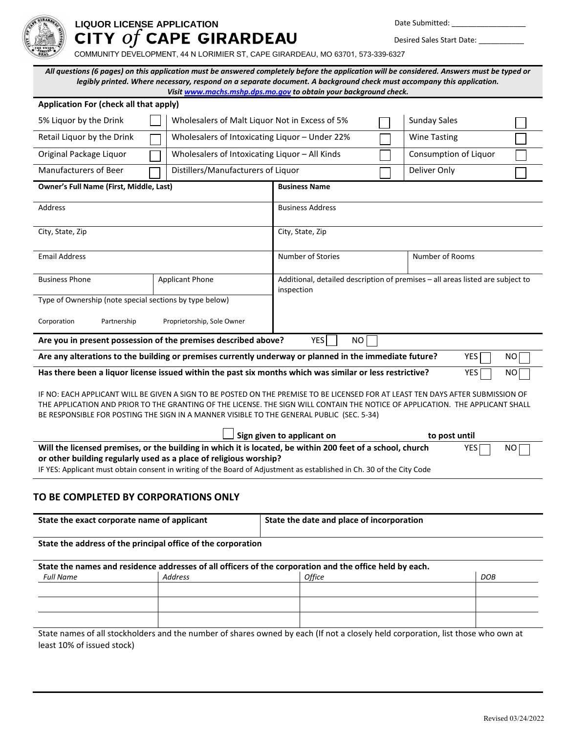## LIQUOR LICENSE APPLICATION

# CITY *of* CAPE GIRARDEAU

COMMUNITY DEVELOPMENT, 44 N LORIMIER ST, CAPE GIRARDEAU, MO 63701, 573-339-6327

Date Submitted: ___________________

Desired Sales Start Date: ___________

***All questions (6 pages) on this application must be answered completely before the application will be considered. Answers must be typed or legibly printed. Where necessary, respond on a separate document. A background check must accompany this application. Visit www.machs.mshp.dps.mo.gov to obtain your background check.***

**Application For (check all that apply)**

| | | | | | |
|---|---|---|---|---|---|
| 5% Liquor by the Drink | ☐ | Wholesalers of Malt Liquor Not in Excess of 5% | ☐ | Sunday Sales | ☐ |
| Retail Liquor by the Drink | ☐ | Wholesalers of Intoxicating Liquor – Under 22% | ☐ | Wine Tasting | ☐ |
| Original Package Liquor | ☐ | Wholesalers of Intoxicating Liquor – All Kinds | ☐ | Consumption of Liquor | ☐ |
| Manufacturers of Beer | ☐ | Distillers/Manufacturers of Liquor | ☐ | Deliver Only | ☐ |

| | |
|---|---|
| **Owner's Full Name (First, Middle, Last)** | **Business Name** |
| Address | Business Address |
| City, State, Zip | City, State, Zip |
| Email Address | Number of Stories / Number of Rooms |
| Business Phone / Applicant Phone | Additional, detailed description of premises – all areas listed are subject to inspection |
| Type of Ownership (note special sections by type below)<br>Corporation   Partnership   Proprietorship, Sole Owner | |

**Are you in present possession of the premises described above?** YES ☐ NO ☐

**Are any alterations to the building or premises currently underway or planned in the immediate future?** YES ☐ NO ☐

**Has there been a liquor license issued within the past six months which was similar or less restrictive?** YES ☐ NO ☐

IF NO: EACH APPLICANT WILL BE GIVEN A SIGN TO BE POSTED ON THE PREMISE TO BE LICENSED FOR AT LEAST TEN DAYS AFTER SUBMISSION OF THE APPLICATION AND PRIOR TO THE GRANTING OF THE LICENSE. THE SIGN WILL CONTAIN THE NOTICE OF APPLICATION. THE APPLICANT SHALL BE RESPONSIBLE FOR POSTING THE SIGN IN A MANNER VISIBLE TO THE GENERAL PUBLIC (SEC. 5-34)

☐ **Sign given to applicant on** ____________ **to post until** ____________

**Will the licensed premises, or the building in which it is located, be within 200 feet of a school, church or other building regularly used as a place of religious worship?** YES ☐ NO ☐

IF YES: Applicant must obtain consent in writing of the Board of Adjustment as established in Ch. 30 of the City Code

## TO BE COMPLETED BY CORPORATIONS ONLY

| | |
|---|---|
| **State the exact corporate name of applicant** | **State the date and place of incorporation** |

**State the address of the principal office of the corporation**

**State the names and residence addresses of all officers of the corporation and the office held by each.**

| *Full Name* | *Address* | *Office* | *DOB* |
|---|---|---|---|
| | | | |
| | | | |
| | | | |

State names of all stockholders and the number of shares owned by each (If not a closely held corporation, list those who own at least 10% of issued stock)

Revised 03/24/2022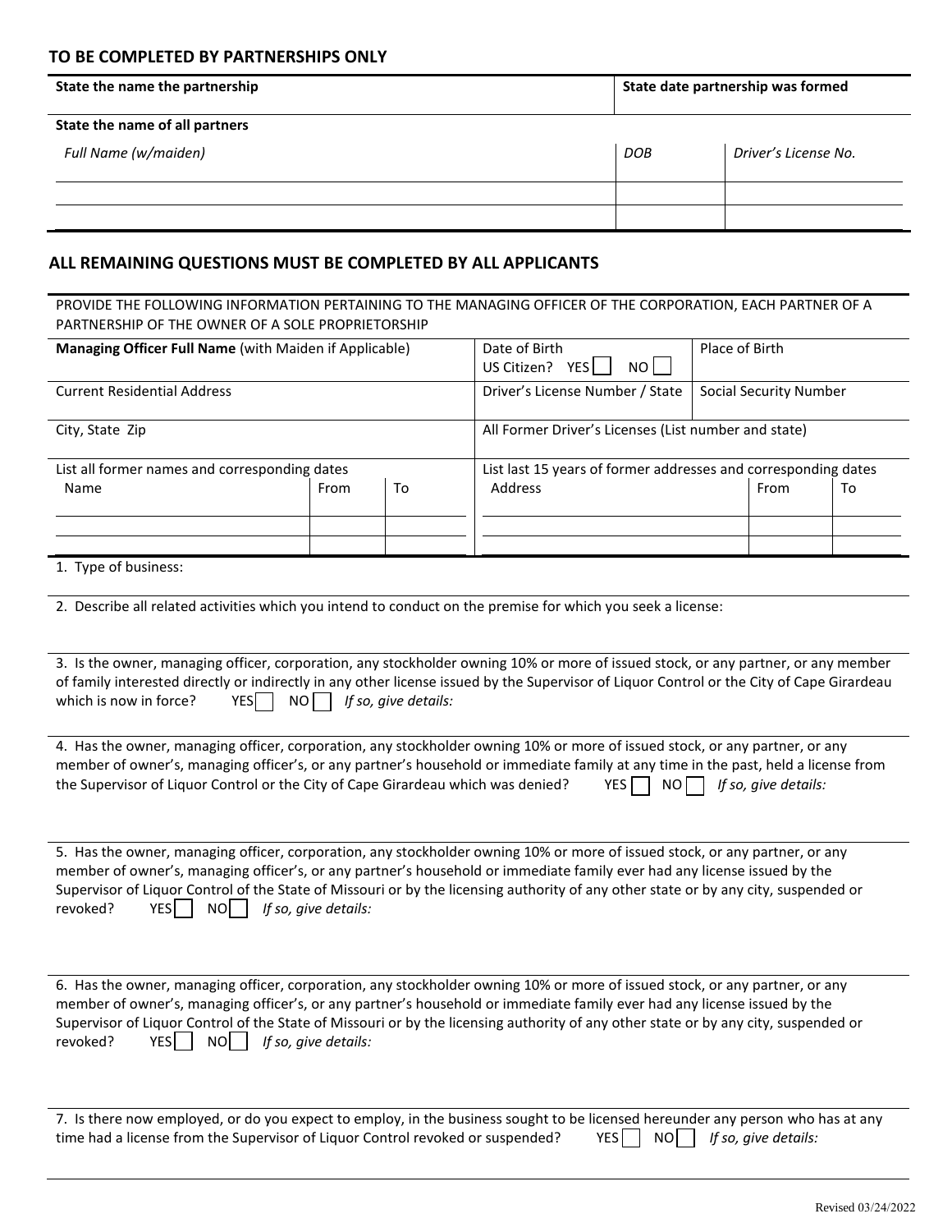## TO BE COMPLETED BY PARTNERSHIPS ONLY

| State the name the partnership | State date partnership was formed | |
|---|---|---|
| **State the name of all partners** | | |
| *Full Name (w/maiden)* | *DOB* | *Driver's License No.* |
| | | |
| | | |

## ALL REMAINING QUESTIONS MUST BE COMPLETED BY ALL APPLICANTS

PROVIDE THE FOLLOWING INFORMATION PERTAINING TO THE MANAGING OFFICER OF THE CORPORATION, EACH PARTNER OF A PARTNERSHIP OF THE OWNER OF A SOLE PROPRIETORSHIP

| **Managing Officer Full Name** (with Maiden if Applicable) | Date of Birth<br>US Citizen? YES ☐ NO ☐ | Place of Birth |
|---|---|---|
| Current Residential Address | Driver's License Number / State | Social Security Number |
| City, State Zip | All Former Driver's Licenses (List number and state) | |

| List all former names and corresponding dates | | | List last 15 years of former addresses and corresponding dates | | |
|---|---|---|---|---|---|
| Name | From | To | Address | From | To |
| | | | | | |
| | | | | | |

1. Type of business:

2. Describe all related activities which you intend to conduct on the premise for which you seek a license:

3. Is the owner, managing officer, corporation, any stockholder owning 10% or more of issued stock, or any partner, or any member of family interested directly or indirectly in any other license issued by the Supervisor of Liquor Control or the City of Cape Girardeau which is now in force? YES ☐ NO ☐ *If so, give details:*

4. Has the owner, managing officer, corporation, any stockholder owning 10% or more of issued stock, or any partner, or any member of owner's, managing officer's, or any partner's household or immediate family at any time in the past, held a license from the Supervisor of Liquor Control or the City of Cape Girardeau which was denied? YES ☐ NO ☐ *If so, give details:*

5. Has the owner, managing officer, corporation, any stockholder owning 10% or more of issued stock, or any partner, or any member of owner's, managing officer's, or any partner's household or immediate family ever had any license issued by the Supervisor of Liquor Control of the State of Missouri or by the licensing authority of any other state or by any city, suspended or revoked? YES ☐ NO ☐ *If so, give details:*

6. Has the owner, managing officer, corporation, any stockholder owning 10% or more of issued stock, or any partner, or any member of owner's, managing officer's, or any partner's household or immediate family ever had any license issued by the Supervisor of Liquor Control of the State of Missouri or by the licensing authority of any other state or by any city, suspended or revoked? YES ☐ NO ☐ *If so, give details:*

7. Is there now employed, or do you expect to employ, in the business sought to be licensed hereunder any person who has at any time had a license from the Supervisor of Liquor Control revoked or suspended? YES ☐ NO ☐ *If so, give details:*

Revised 03/24/2022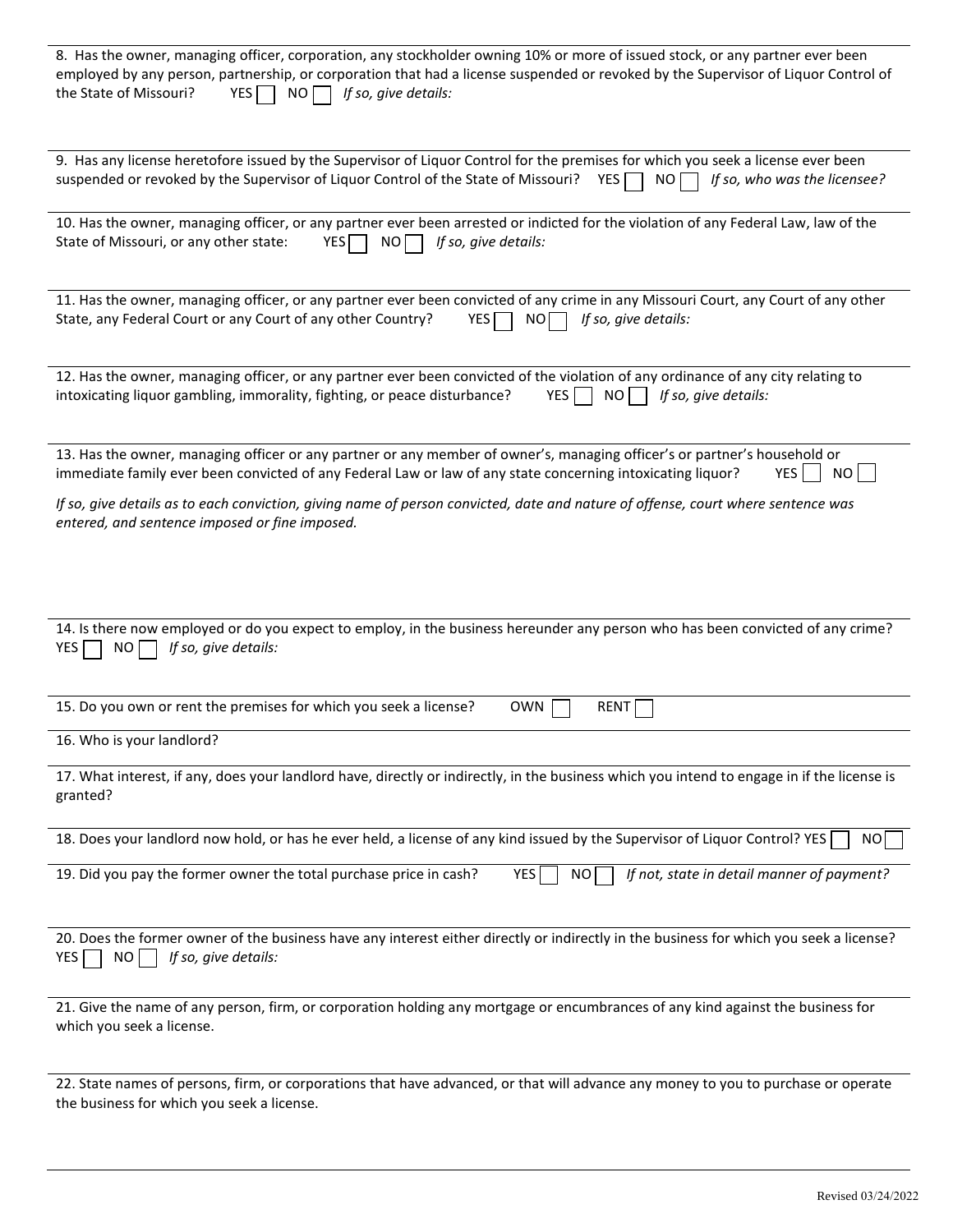8. Has the owner, managing officer, corporation, any stockholder owning 10% or more of issued stock, or any partner ever been employed by any person, partnership, or corporation that had a license suspended or revoked by the Supervisor of Liquor Control of the State of Missouri? YES ☐ NO ☐ *If so, give details:*

9. Has any license heretofore issued by the Supervisor of Liquor Control for the premises for which you seek a license ever been suspended or revoked by the Supervisor of Liquor Control of the State of Missouri? YES ☐ NO ☐ *If so, who was the licensee?*

10. Has the owner, managing officer, or any partner ever been arrested or indicted for the violation of any Federal Law, law of the State of Missouri, or any other state: YES ☐ NO ☐ *If so, give details:*

11. Has the owner, managing officer, or any partner ever been convicted of any crime in any Missouri Court, any Court of any other State, any Federal Court or any Court of any other Country? YES ☐ NO ☐ *If so, give details:*

12. Has the owner, managing officer, or any partner ever been convicted of the violation of any ordinance of any city relating to intoxicating liquor gambling, immorality, fighting, or peace disturbance? YES ☐ NO ☐ *If so, give details:*

13. Has the owner, managing officer or any partner or any member of owner's, managing officer's or partner's household or immediate family ever been convicted of any Federal Law or law of any state concerning intoxicating liquor? YES ☐ NO ☐

*If so, give details as to each conviction, giving name of person convicted, date and nature of offense, court where sentence was entered, and sentence imposed or fine imposed.*

14. Is there now employed or do you expect to employ, in the business hereunder any person who has been convicted of any crime? YES ☐ NO ☐ *If so, give details:*

15. Do you own or rent the premises for which you seek a license? OWN ☐ RENT ☐

16. Who is your landlord?

17. What interest, if any, does your landlord have, directly or indirectly, in the business which you intend to engage in if the license is granted?

18. Does your landlord now hold, or has he ever held, a license of any kind issued by the Supervisor of Liquor Control? YES ☐ NO ☐

19. Did you pay the former owner the total purchase price in cash? YES ☐ NO ☐ *If not, state in detail manner of payment?*

20. Does the former owner of the business have any interest either directly or indirectly in the business for which you seek a license? YES ☐ NO ☐ *If so, give details:*

21. Give the name of any person, firm, or corporation holding any mortgage or encumbrances of any kind against the business for which you seek a license.

22. State names of persons, firm, or corporations that have advanced, or that will advance any money to you to purchase or operate the business for which you seek a license.

Revised 03/24/2022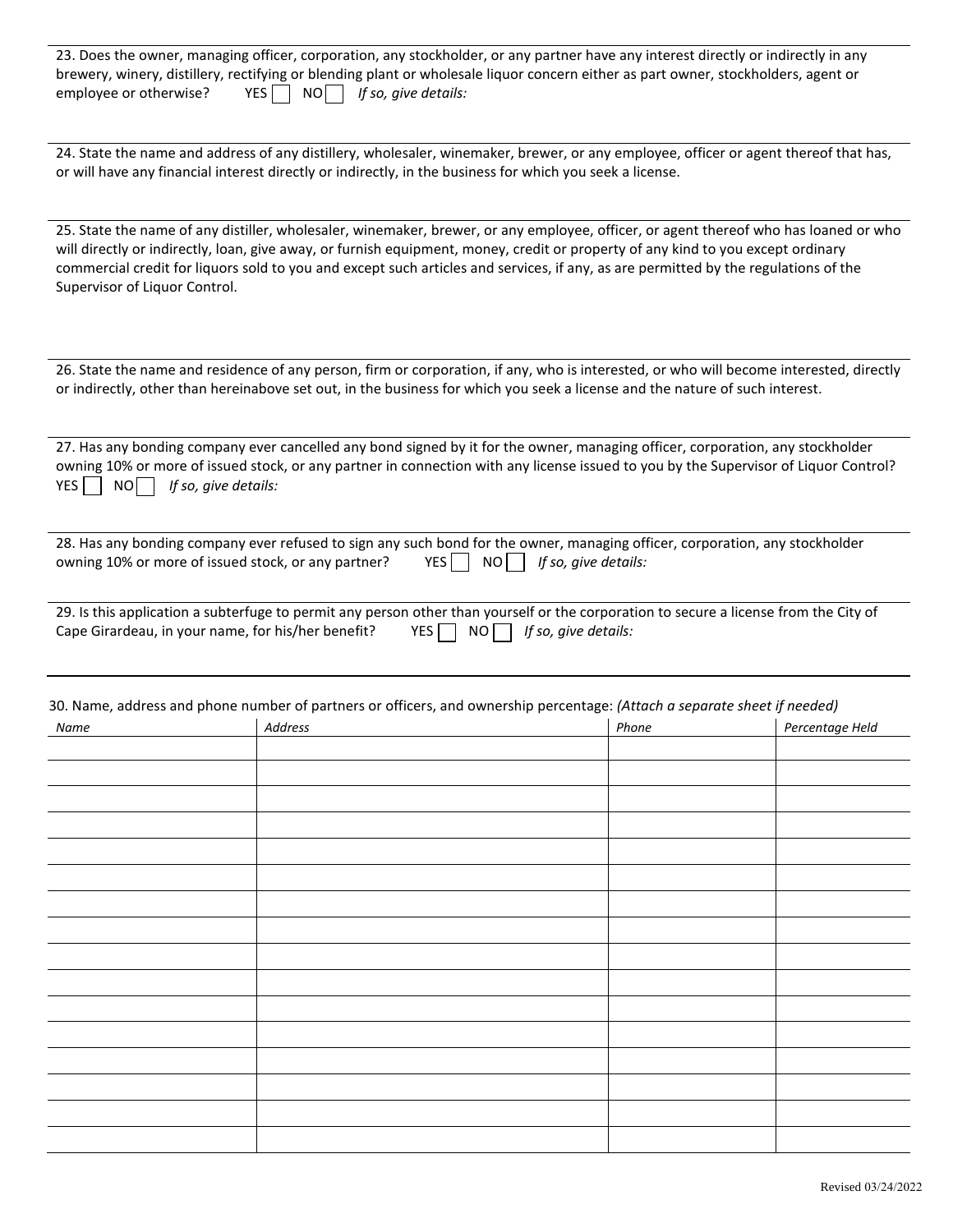23. Does the owner, managing officer, corporation, any stockholder, or any partner have any interest directly or indirectly in any brewery, winery, distillery, rectifying or blending plant or wholesale liquor concern either as part owner, stockholders, agent or employee or otherwise? YES ☐ NO ☐ *If so, give details:*

24. State the name and address of any distillery, wholesaler, winemaker, brewer, or any employee, officer or agent thereof that has, or will have any financial interest directly or indirectly, in the business for which you seek a license.

25. State the name of any distiller, wholesaler, winemaker, brewer, or any employee, officer, or agent thereof who has loaned or who will directly or indirectly, loan, give away, or furnish equipment, money, credit or property of any kind to you except ordinary commercial credit for liquors sold to you and except such articles and services, if any, as are permitted by the regulations of the Supervisor of Liquor Control.

26. State the name and residence of any person, firm or corporation, if any, who is interested, or who will become interested, directly or indirectly, other than hereinabove set out, in the business for which you seek a license and the nature of such interest.

27. Has any bonding company ever cancelled any bond signed by it for the owner, managing officer, corporation, any stockholder owning 10% or more of issued stock, or any partner in connection with any license issued to you by the Supervisor of Liquor Control? YES ☐ NO ☐ *If so, give details:*

28. Has any bonding company ever refused to sign any such bond for the owner, managing officer, corporation, any stockholder owning 10% or more of issued stock, or any partner? YES ☐ NO ☐ *If so, give details:*

29. Is this application a subterfuge to permit any person other than yourself or the corporation to secure a license from the City of Cape Girardeau, in your name, for his/her benefit? YES ☐ NO ☐ *If so, give details:*

30. Name, address and phone number of partners or officers, and ownership percentage: *(Attach a separate sheet if needed)*

| *Name* | *Address* | *Phone* | *Percentage Held* |
|---|---|---|---|
| | | | |
| | | | |
| | | | |
| | | | |
| | | | |
| | | | |
| | | | |
| | | | |
| | | | |
| | | | |
| | | | |
| | | | |
| | | | |
| | | | |
| | | | |
| | | | |

Revised 03/24/2022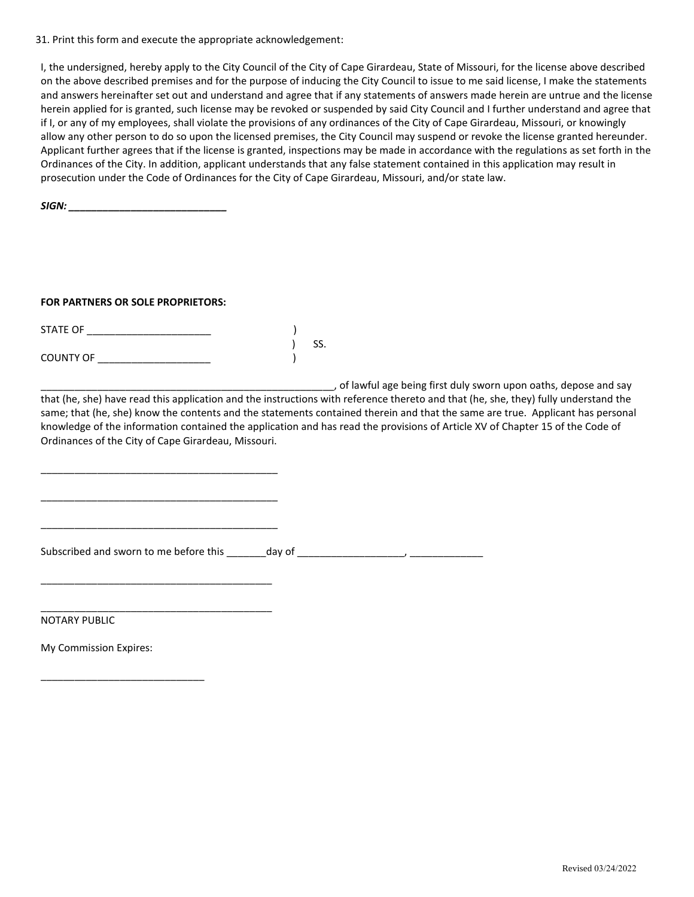31. Print this form and execute the appropriate acknowledgement:

I, the undersigned, hereby apply to the City Council of the City of Cape Girardeau, State of Missouri, for the license above described on the above described premises and for the purpose of inducing the City Council to issue to me said license, I make the statements and answers hereinafter set out and understand and agree that if any statements of answers made herein are untrue and the license herein applied for is granted, such license may be revoked or suspended by said City Council and I further understand and agree that if I, or any of my employees, shall violate the provisions of any ordinances of the City of Cape Girardeau, Missouri, or knowingly allow any other person to do so upon the licensed premises, the City Council may suspend or revoke the license granted hereunder. Applicant further agrees that if the license is granted, inspections may be made in accordance with the regulations as set forth in the Ordinances of the City. In addition, applicant understands that any false statement contained in this application may result in prosecution under the Code of Ordinances for the City of Cape Girardeau, Missouri, and/or state law.

***SIGN: ____________________________***

**FOR PARTNERS OR SOLE PROPRIETORS:**

STATE OF ______________________ )
                                                                ) SS.
COUNTY OF ____________________ )

______________________________________________________, of lawful age being first duly sworn upon oaths, depose and say that (he, she) have read this application and the instructions with reference thereto and that (he, she, they) fully understand the same; that (he, she) know the contents and the statements contained therein and that the same are true. Applicant has personal knowledge of the information contained the application and has read the provisions of Article XV of Chapter 15 of the Code of Ordinances of the City of Cape Girardeau, Missouri.

____________________________________________

____________________________________________

____________________________________________

Subscribed and sworn to me before this _______day of ___________________, _____________

___________________________________________

___________________________________________
NOTARY PUBLIC

My Commission Expires:

_____________________________

Revised 03/24/2022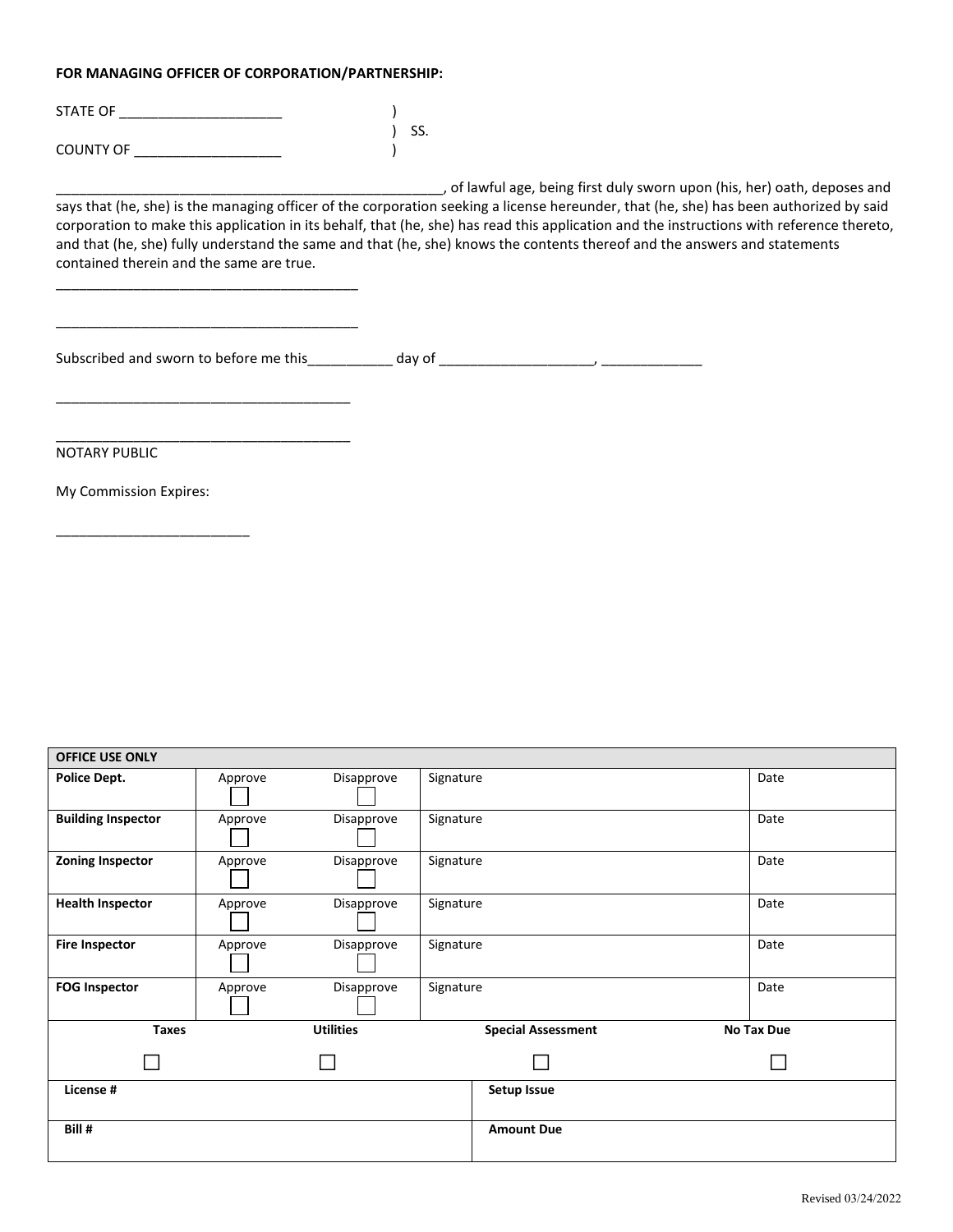**FOR MANAGING OFFICER OF CORPORATION/PARTNERSHIP:**

STATE OF ______________________ )
) SS.
COUNTY OF ____________________ )

____________________________________________________, of lawful age, being first duly sworn upon (his, her) oath, deposes and says that (he, she) is the managing officer of the corporation seeking a license hereunder, that (he, she) has been authorized by said corporation to make this application in its behalf, that (he, she) has read this application and the instructions with reference thereto, and that (he, she) fully understand the same and that (he, she) knows the contents thereof and the answers and statements contained therein and the same are true.

________________________________________

________________________________________

Subscribed and sworn to before me this___________ day of ____________________, _____________

________________________________________

________________________________________
NOTARY PUBLIC

My Commission Expires:

__________________________

| OFFICE USE ONLY | | | | |
|---|---|---|---|---|
| **Police Dept.** | Approve ☐ | Disapprove ☐ | Signature | Date |
| **Building Inspector** | Approve ☐ | Disapprove ☐ | Signature | Date |
| **Zoning Inspector** | Approve ☐ | Disapprove ☐ | Signature | Date |
| **Health Inspector** | Approve ☐ | Disapprove ☐ | Signature | Date |
| **Fire Inspector** | Approve ☐ | Disapprove ☐ | Signature | Date |
| **FOG Inspector** | Approve ☐ | Disapprove ☐ | Signature | Date |

| **Taxes** | **Utilities** | **Special Assessment** | **No Tax Due** |
|---|---|---|---|
| ☐ | ☐ | ☐ | ☐ |

| | |
|---|---|
| **License #** | **Setup Issue** |
| **Bill #** | **Amount Due** |

Revised 03/24/2022